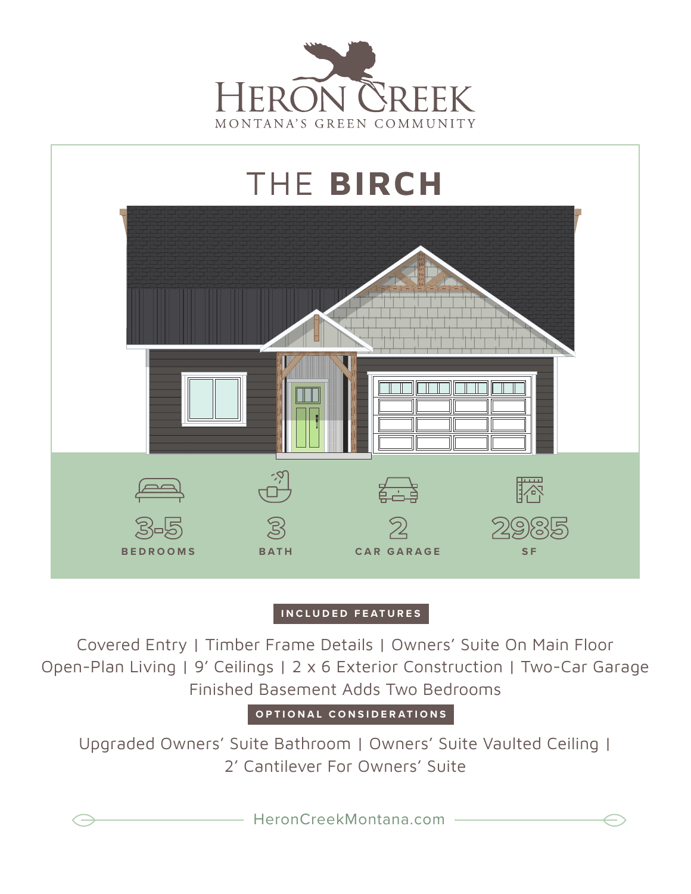# HERON CREEK

MONTANA'S GREEN COMMUNITY

## THE **BIRCH**

| 3-5 | 3 | 2 | 2985 |
| --- | --- | --- | --- |
| BEDROOMS | BATH | CAR GARAGE | SF |

### INCLUDED FEATURES

Covered Entry | Timber Frame Details | Owners' Suite On Main Floor
Open-Plan Living | 9' Ceilings | 2 x 6 Exterior Construction | Two-Car Garage
Finished Basement Adds Two Bedrooms

### OPTIONAL CONSIDERATIONS

Upgraded Owners' Suite Bathroom | Owners' Suite Vaulted Ceiling |
2' Cantilever For Owners' Suite

HeronCreekMontana.com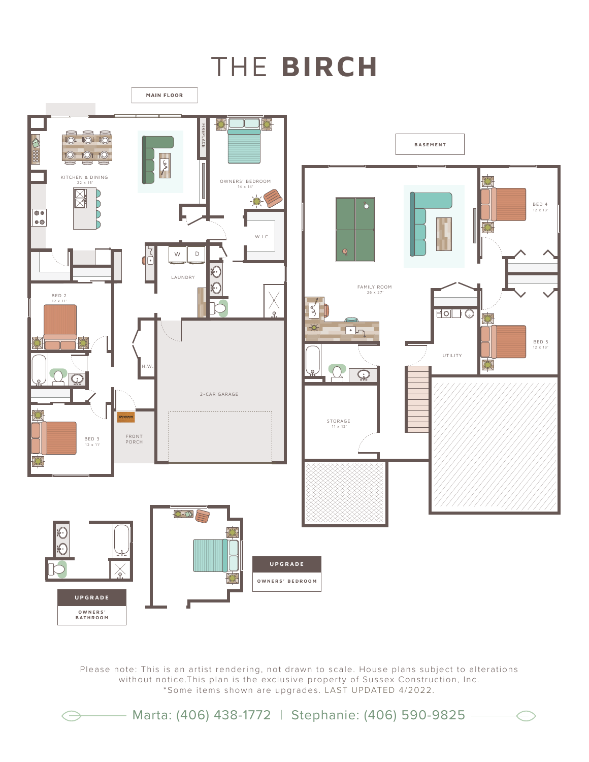# THE BIRCH

MAIN FLOOR

KITCHEN & DINING
22 x 15'

OWNERS' BEDROOM
14 x 14'

FIREPLACE

W.I.C.

W D

LAUNDRY

BED 2
12 x 11'

H.W.

2-CAR GARAGE

BED 3
12 x 11'

FRONT PORCH

BASEMENT

FAMILY ROOM
26 x 27'

BED 4
12 x 13'

BED 5
12 x 13'

UTILITY

STORAGE
11 x 12'

UPGRADE
OWNERS' BATHROOM

UPGRADE
OWNERS' BEDROOM

Please note: This is an artist rendering, not drawn to scale. House plans subject to alterations without notice.This plan is the exclusive property of Sussex Construction, Inc.
*Some items shown are upgrades. LAST UPDATED 4/2022.

Marta: (406) 438-1772 | Stephanie: (406) 590-9825